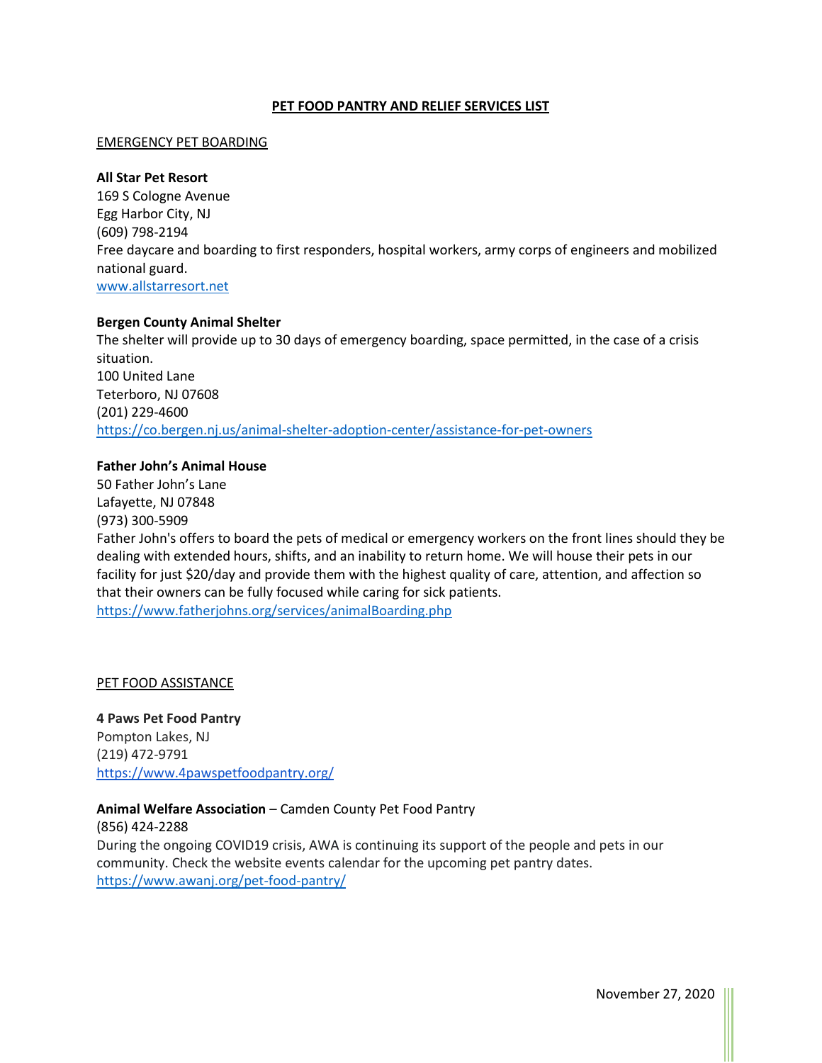# PET FOOD PANTRY AND RELIEF SERVICES LIST

## EMERGENCY PET BOARDING

**All Star Pet Resort**
169 S Cologne Avenue
Egg Harbor City, NJ
(609) 798-2194
Free daycare and boarding to first responders, hospital workers, army corps of engineers and mobilized national guard.
www.allstarresort.net

**Bergen County Animal Shelter**
The shelter will provide up to 30 days of emergency boarding, space permitted, in the case of a crisis situation.
100 United Lane
Teterboro, NJ 07608
(201) 229-4600
https://co.bergen.nj.us/animal-shelter-adoption-center/assistance-for-pet-owners

**Father John's Animal House**
50 Father John's Lane
Lafayette, NJ 07848
(973) 300-5909
Father John's offers to board the pets of medical or emergency workers on the front lines should they be dealing with extended hours, shifts, and an inability to return home. We will house their pets in our facility for just $20/day and provide them with the highest quality of care, attention, and affection so that their owners can be fully focused while caring for sick patients.
https://www.fatherjohns.org/services/animalBoarding.php

## PET FOOD ASSISTANCE

**4 Paws Pet Food Pantry**
Pompton Lakes, NJ
(219) 472-9791
https://www.4pawspetfoodpantry.org/

**Animal Welfare Association** – Camden County Pet Food Pantry
(856) 424-2288
During the ongoing COVID19 crisis, AWA is continuing its support of the people and pets in our community. Check the website events calendar for the upcoming pet pantry dates.
https://www.awanj.org/pet-food-pantry/

November 27, 2020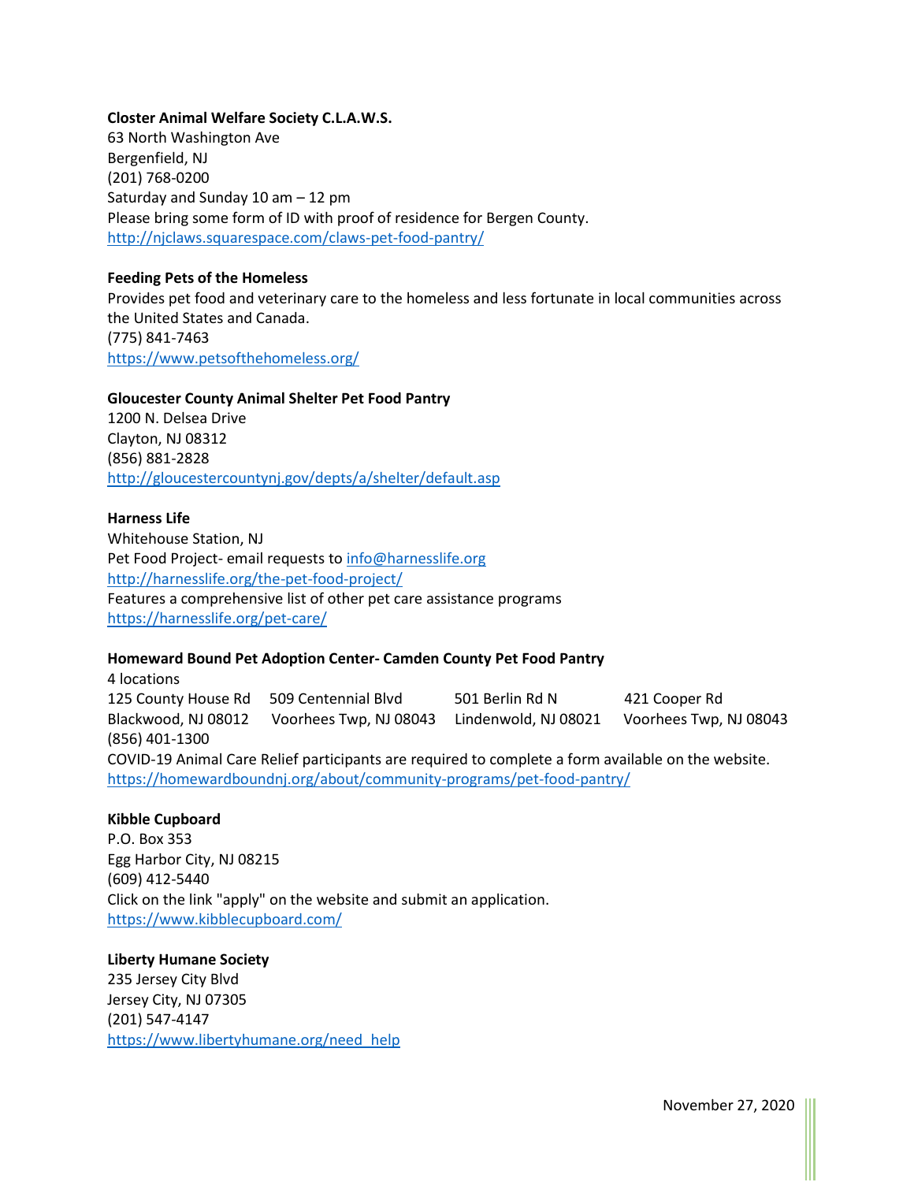**Closter Animal Welfare Society C.L.A.W.S.**
63 North Washington Ave
Bergenfield, NJ
(201) 768-0200
Saturday and Sunday 10 am – 12 pm
Please bring some form of ID with proof of residence for Bergen County.
http://njclaws.squarespace.com/claws-pet-food-pantry/

**Feeding Pets of the Homeless**
Provides pet food and veterinary care to the homeless and less fortunate in local communities across the United States and Canada.
(775) 841-7463
https://www.petsofthehomeless.org/

**Gloucester County Animal Shelter Pet Food Pantry**
1200 N. Delsea Drive
Clayton, NJ 08312
(856) 881-2828
http://gloucestercountynj.gov/depts/a/shelter/default.asp

**Harness Life**
Whitehouse Station, NJ
Pet Food Project- email requests to info@harnesslife.org
http://harnesslife.org/the-pet-food-project/
Features a comprehensive list of other pet care assistance programs
https://harnesslife.org/pet-care/

**Homeward Bound Pet Adoption Center- Camden County Pet Food Pantry**
4 locations

| | | | |
|---|---|---|---|
| 125 County House Rd | 509 Centennial Blvd | 501 Berlin Rd N | 421 Cooper Rd |
| Blackwood, NJ 08012 | Voorhees Twp, NJ 08043 | Lindenwold, NJ 08021 | Voorhees Twp, NJ 08043 |

(856) 401-1300
COVID-19 Animal Care Relief participants are required to complete a form available on the website.
https://homewardboundnj.org/about/community-programs/pet-food-pantry/

**Kibble Cupboard**
P.O. Box 353
Egg Harbor City, NJ 08215
(609) 412-5440
Click on the link "apply" on the website and submit an application.
https://www.kibblecupboard.com/

**Liberty Humane Society**
235 Jersey City Blvd
Jersey City, NJ 07305
(201) 547-4147
https://www.libertyhumane.org/need_help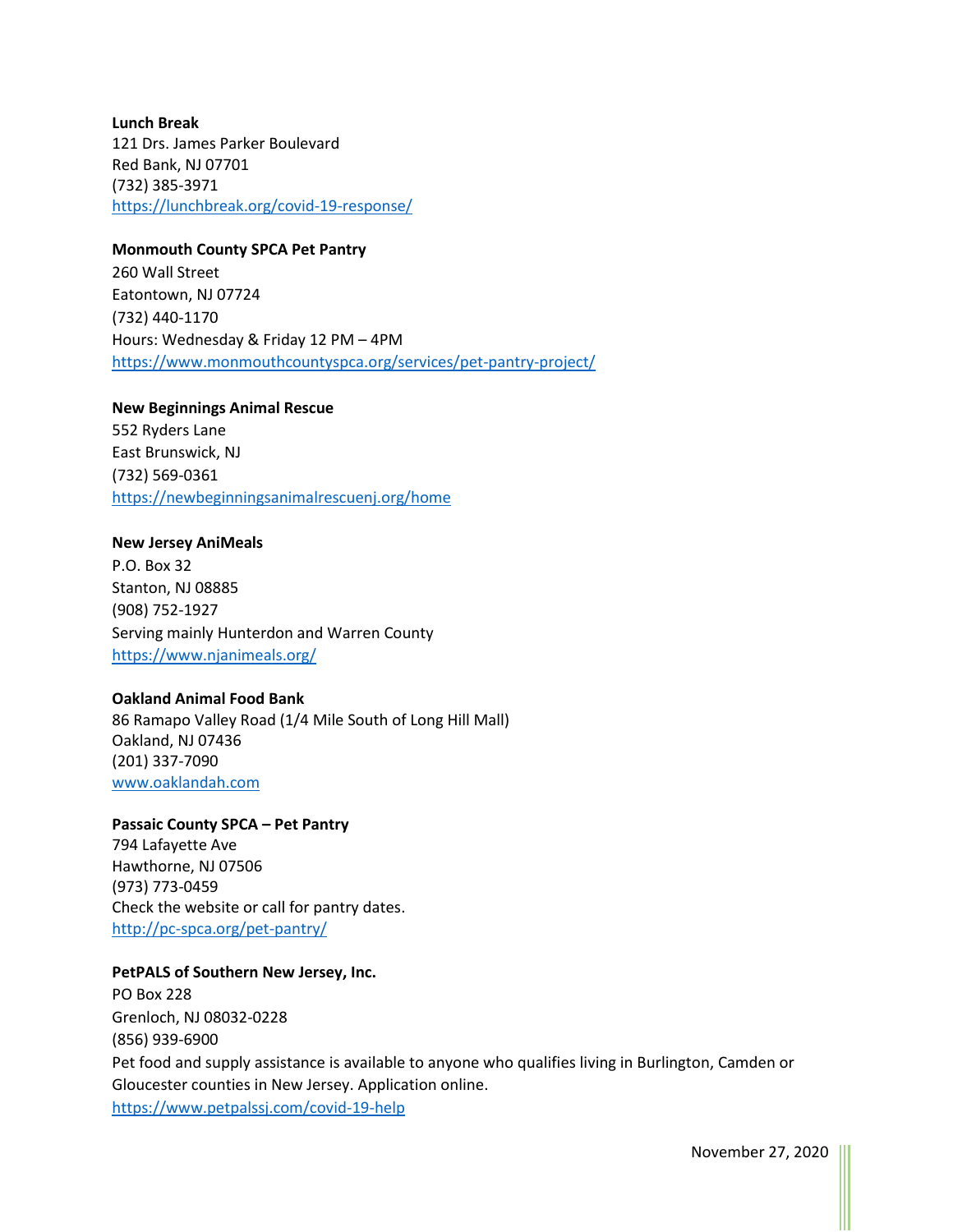**Lunch Break**
121 Drs. James Parker Boulevard
Red Bank, NJ 07701
(732) 385-3971
https://lunchbreak.org/covid-19-response/

**Monmouth County SPCA Pet Pantry**
260 Wall Street
Eatontown, NJ 07724
(732) 440-1170
Hours: Wednesday & Friday 12 PM – 4PM
https://www.monmouthcountyspca.org/services/pet-pantry-project/

**New Beginnings Animal Rescue**
552 Ryders Lane
East Brunswick, NJ
(732) 569-0361
https://newbeginningsanimalrescuenj.org/home

**New Jersey AniMeals**
P.O. Box 32
Stanton, NJ 08885
(908) 752-1927
Serving mainly Hunterdon and Warren County
https://www.njanimeals.org/

**Oakland Animal Food Bank**
86 Ramapo Valley Road (1/4 Mile South of Long Hill Mall)
Oakland, NJ 07436
(201) 337-7090
www.oaklandah.com

**Passaic County SPCA – Pet Pantry**
794 Lafayette Ave
Hawthorne, NJ 07506
(973) 773-0459
Check the website or call for pantry dates.
http://pc-spca.org/pet-pantry/

**PetPALS of Southern New Jersey, Inc.**
PO Box 228
Grenloch, NJ 08032-0228
(856) 939-6900
Pet food and supply assistance is available to anyone who qualifies living in Burlington, Camden or Gloucester counties in New Jersey. Application online.
https://www.petpalssj.com/covid-19-help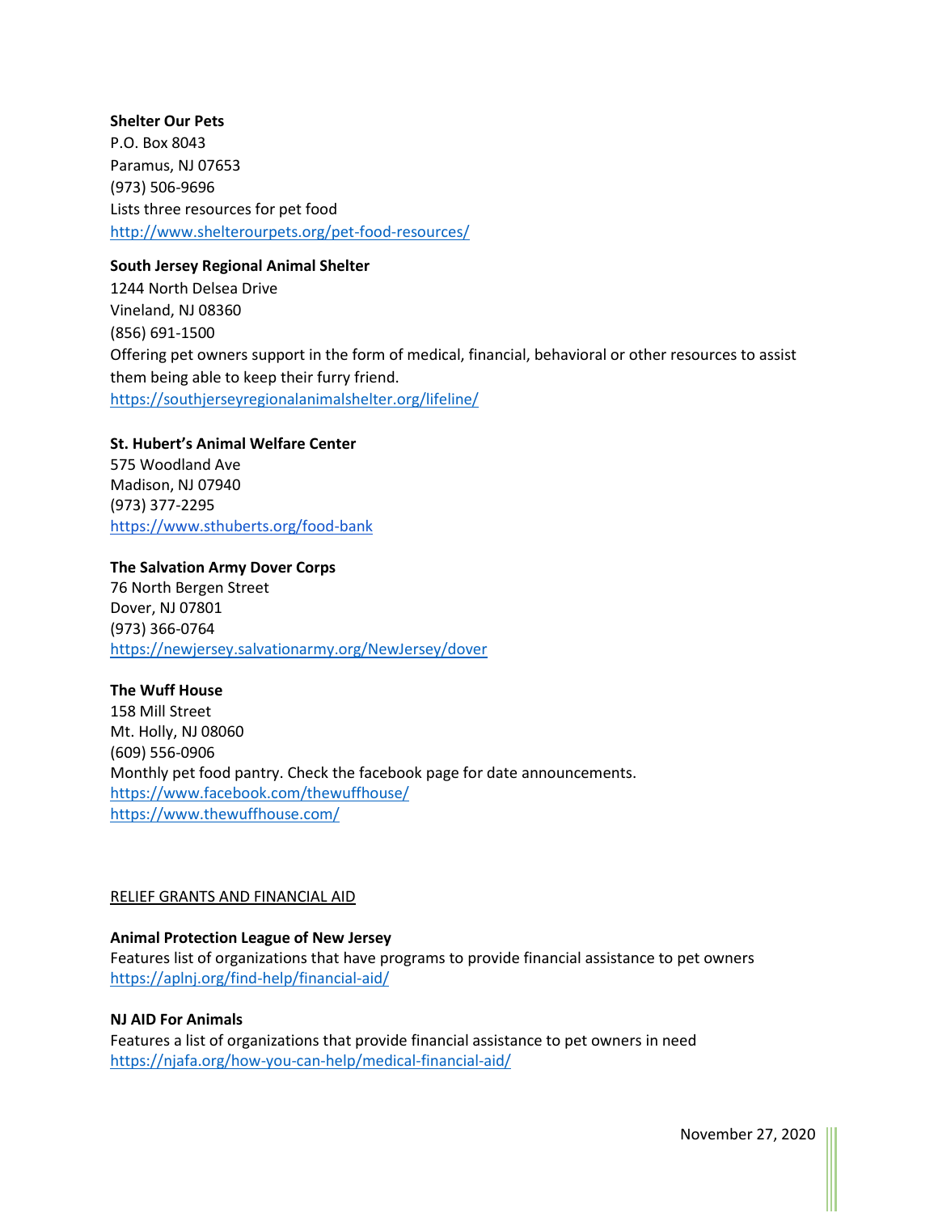**Shelter Our Pets**
P.O. Box 8043
Paramus, NJ 07653
(973) 506-9696
Lists three resources for pet food
http://www.shelterourpets.org/pet-food-resources/

**South Jersey Regional Animal Shelter**
1244 North Delsea Drive
Vineland, NJ 08360
(856) 691-1500
Offering pet owners support in the form of medical, financial, behavioral or other resources to assist them being able to keep their furry friend.
https://southjerseyregionalanimalshelter.org/lifeline/

**St. Hubert's Animal Welfare Center**
575 Woodland Ave
Madison, NJ 07940
(973) 377-2295
https://www.sthuberts.org/food-bank

**The Salvation Army Dover Corps**
76 North Bergen Street
Dover, NJ 07801
(973) 366-0764
https://newjersey.salvationarmy.org/NewJersey/dover

**The Wuff House**
158 Mill Street
Mt. Holly, NJ 08060
(609) 556-0906
Monthly pet food pantry. Check the facebook page for date announcements.
https://www.facebook.com/thewuffhouse/
https://www.thewuffhouse.com/

## RELIEF GRANTS AND FINANCIAL AID

**Animal Protection League of New Jersey**
Features list of organizations that have programs to provide financial assistance to pet owners
https://aplnj.org/find-help/financial-aid/

**NJ AID For Animals**
Features a list of organizations that provide financial assistance to pet owners in need
https://njafa.org/how-you-can-help/medical-financial-aid/

November 27, 2020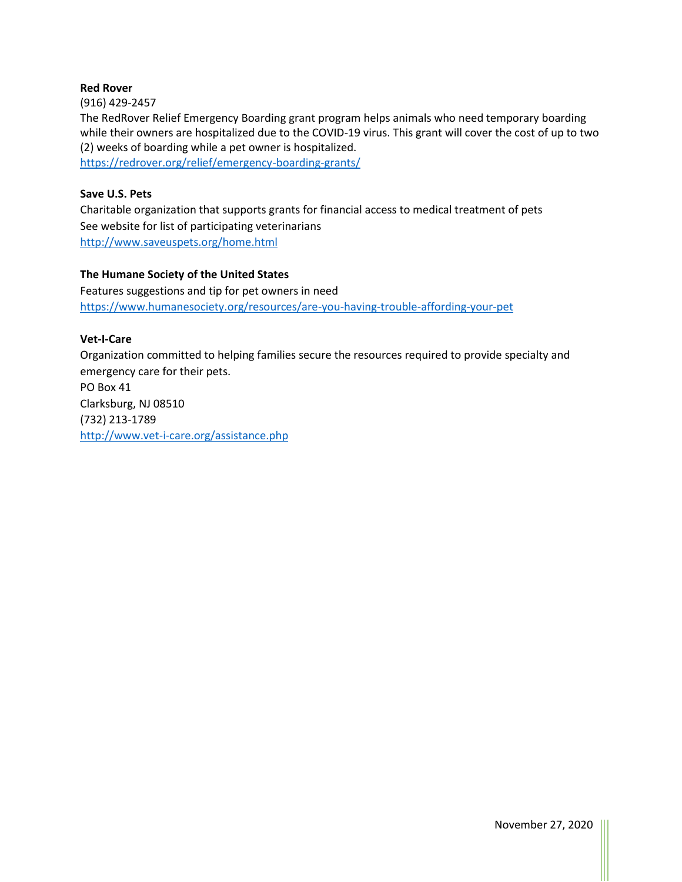**Red Rover**
(916) 429-2457
The RedRover Relief Emergency Boarding grant program helps animals who need temporary boarding while their owners are hospitalized due to the COVID-19 virus. This grant will cover the cost of up to two (2) weeks of boarding while a pet owner is hospitalized.
https://redrover.org/relief/emergency-boarding-grants/

**Save U.S. Pets**
Charitable organization that supports grants for financial access to medical treatment of pets
See website for list of participating veterinarians
http://www.saveuspets.org/home.html

**The Humane Society of the United States**
Features suggestions and tip for pet owners in need
https://www.humanesociety.org/resources/are-you-having-trouble-affording-your-pet

**Vet-I-Care**
Organization committed to helping families secure the resources required to provide specialty and emergency care for their pets.
PO Box 41
Clarksburg, NJ 08510
(732) 213-1789
http://www.vet-i-care.org/assistance.php

November 27, 2020